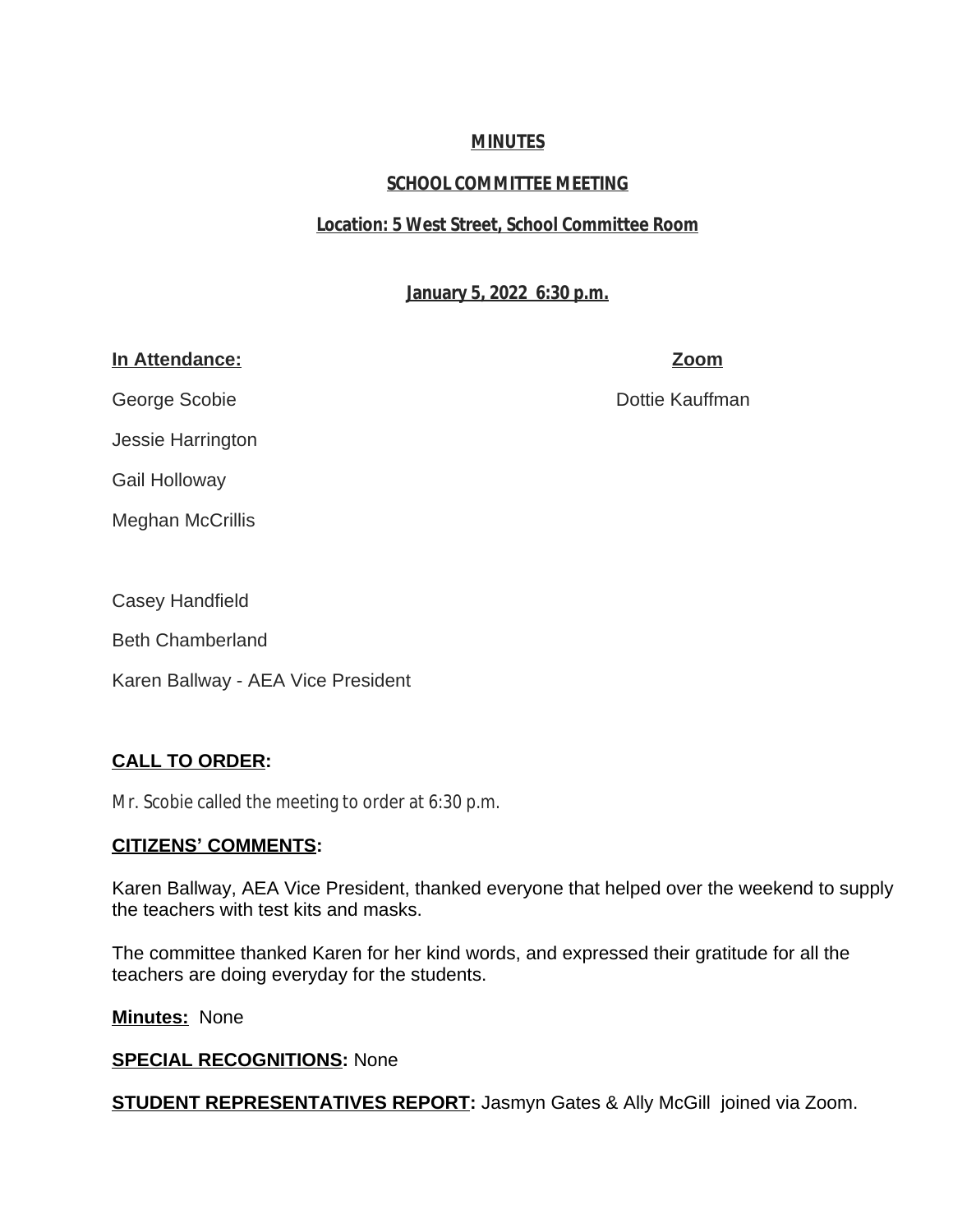**MINUTES**

**SCHOOL COMMITTEE MEETING**

**Location: 5 West Street, School Committee Room**

**January 5, 2022 6:30 p.m.**

| **In Attendance:** | **Zoom** |
|---|---|
| George Scobie | Dottie Kauffman |
| Jessie Harrington | |
| Gail Holloway | |
| Meghan McCrillis | |
| | |
| Casey Handfield | |
| Beth Chamberland | |
| Karen Ballway - AEA Vice President | |

**CALL TO ORDER:**

Mr. Scobie called the meeting to order at 6:30 p.m.

**CITIZENS' COMMENTS:**

Karen Ballway, AEA Vice President, thanked everyone that helped over the weekend to supply the teachers with test kits and masks.

The committee thanked Karen for her kind words, and expressed their gratitude for all the teachers are doing everyday for the students.

**Minutes:** None

**SPECIAL RECOGNITIONS:** None

**STUDENT REPRESENTATIVES REPORT:** Jasmyn Gates & Ally McGill joined via Zoom.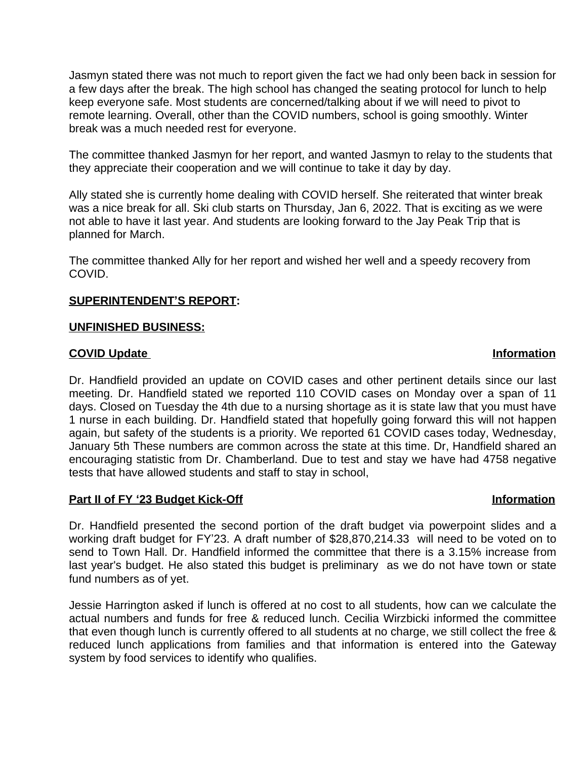Jasmyn stated there was not much to report given the fact we had only been back in session for a few days after the break. The high school has changed the seating protocol for lunch to help keep everyone safe. Most students are concerned/talking about if we will need to pivot to remote learning. Overall, other than the COVID numbers, school is going smoothly. Winter break was a much needed rest for everyone.

The committee thanked Jasmyn for her report, and wanted Jasmyn to relay to the students that they appreciate their cooperation and we will continue to take it day by day.

Ally stated she is currently home dealing with COVID herself. She reiterated that winter break was a nice break for all. Ski club starts on Thursday, Jan 6, 2022. That is exciting as we were not able to have it last year. And students are looking forward to the Jay Peak Trip that is planned for March.

The committee thanked Ally for her report and wished her well and a speedy recovery from COVID.

**SUPERINTENDENT'S REPORT:**

**UNFINISHED BUSINESS:**

**COVID Update** **Information**

Dr. Handfield provided an update on COVID cases and other pertinent details since our last meeting. Dr. Handfield stated we reported 110 COVID cases on Monday over a span of 11 days. Closed on Tuesday the 4th due to a nursing shortage as it is state law that you must have 1 nurse in each building. Dr. Handfield stated that hopefully going forward this will not happen again, but safety of the students is a priority. We reported 61 COVID cases today, Wednesday, January 5th These numbers are common across the state at this time. Dr, Handfield shared an encouraging statistic from Dr. Chamberland. Due to test and stay we have had 4758 negative tests that have allowed students and staff to stay in school,

**Part II of FY '23 Budget Kick-Off** **Information**

Dr. Handfield presented the second portion of the draft budget via powerpoint slides and a working draft budget for FY'23. A draft number of $28,870,214.33 will need to be voted on to send to Town Hall. Dr. Handfield informed the committee that there is a 3.15% increase from last year's budget. He also stated this budget is preliminary as we do not have town or state fund numbers as of yet.

Jessie Harrington asked if lunch is offered at no cost to all students, how can we calculate the actual numbers and funds for free & reduced lunch. Cecilia Wirzbicki informed the committee that even though lunch is currently offered to all students at no charge, we still collect the free & reduced lunch applications from families and that information is entered into the Gateway system by food services to identify who qualifies.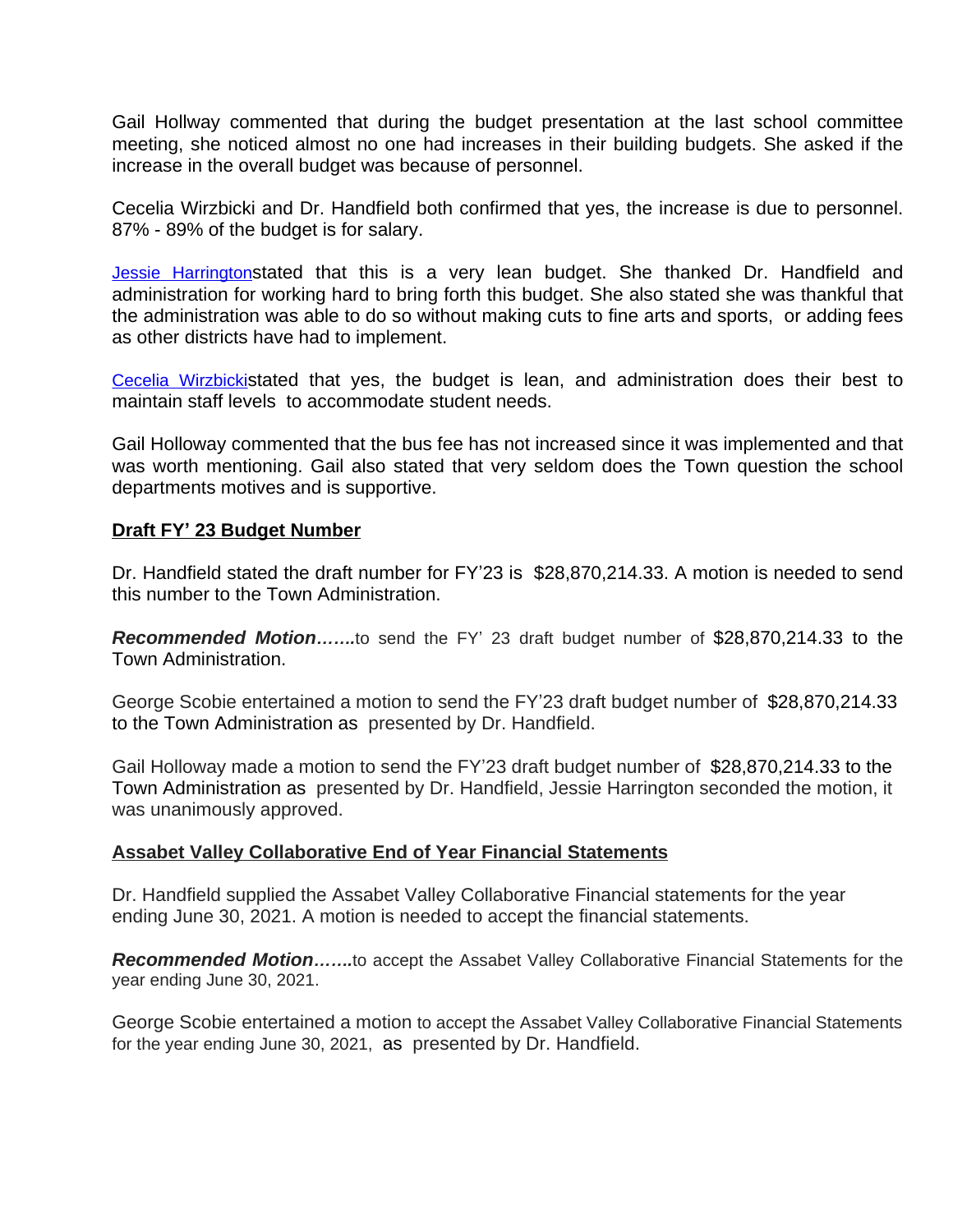Gail Hollway commented that during the budget presentation at the last school committee meeting, she noticed almost no one had increases in their building budgets. She asked if the increase in the overall budget was because of personnel.

Cecelia Wirzbicki and Dr. Handfield both confirmed that yes, the increase is due to personnel. 87% - 89% of the budget is for salary.

Jessie Harringtonstated that this is a very lean budget. She thanked Dr. Handfield and administration for working hard to bring forth this budget. She also stated she was thankful that the administration was able to do so without making cuts to fine arts and sports,  or adding fees as other districts have had to implement.

Cecelia Wirzbickistated that yes, the budget is lean, and administration does their best to maintain staff levels  to accommodate student needs.

Gail Holloway commented that the bus fee has not increased since it was implemented and that was worth mentioning. Gail also stated that very seldom does the Town question the school departments motives and is supportive.

## **Draft FY' 23 Budget Number**

Dr. Handfield stated the draft number for FY'23 is  $28,870,214.33. A motion is needed to send this number to the Town Administration.

***Recommended Motion…….***to send the FY' 23 draft budget number of $28,870,214.33 to the Town Administration.

George Scobie entertained a motion to send the FY'23 draft budget number of  $28,870,214.33 to the Town Administration as  presented by Dr. Handfield.

Gail Holloway made a motion to send the FY'23 draft budget number of  $28,870,214.33 to the Town Administration as  presented by Dr. Handfield, Jessie Harrington seconded the motion, it was unanimously approved.

## **Assabet Valley Collaborative End of Year Financial Statements**

Dr. Handfield supplied the Assabet Valley Collaborative Financial statements for the year ending June 30, 2021. A motion is needed to accept the financial statements.

***Recommended Motion…….***to accept the Assabet Valley Collaborative Financial Statements for the year ending June 30, 2021.

George Scobie entertained a motion to accept the Assabet Valley Collaborative Financial Statements for the year ending June 30, 2021,  as  presented by Dr. Handfield.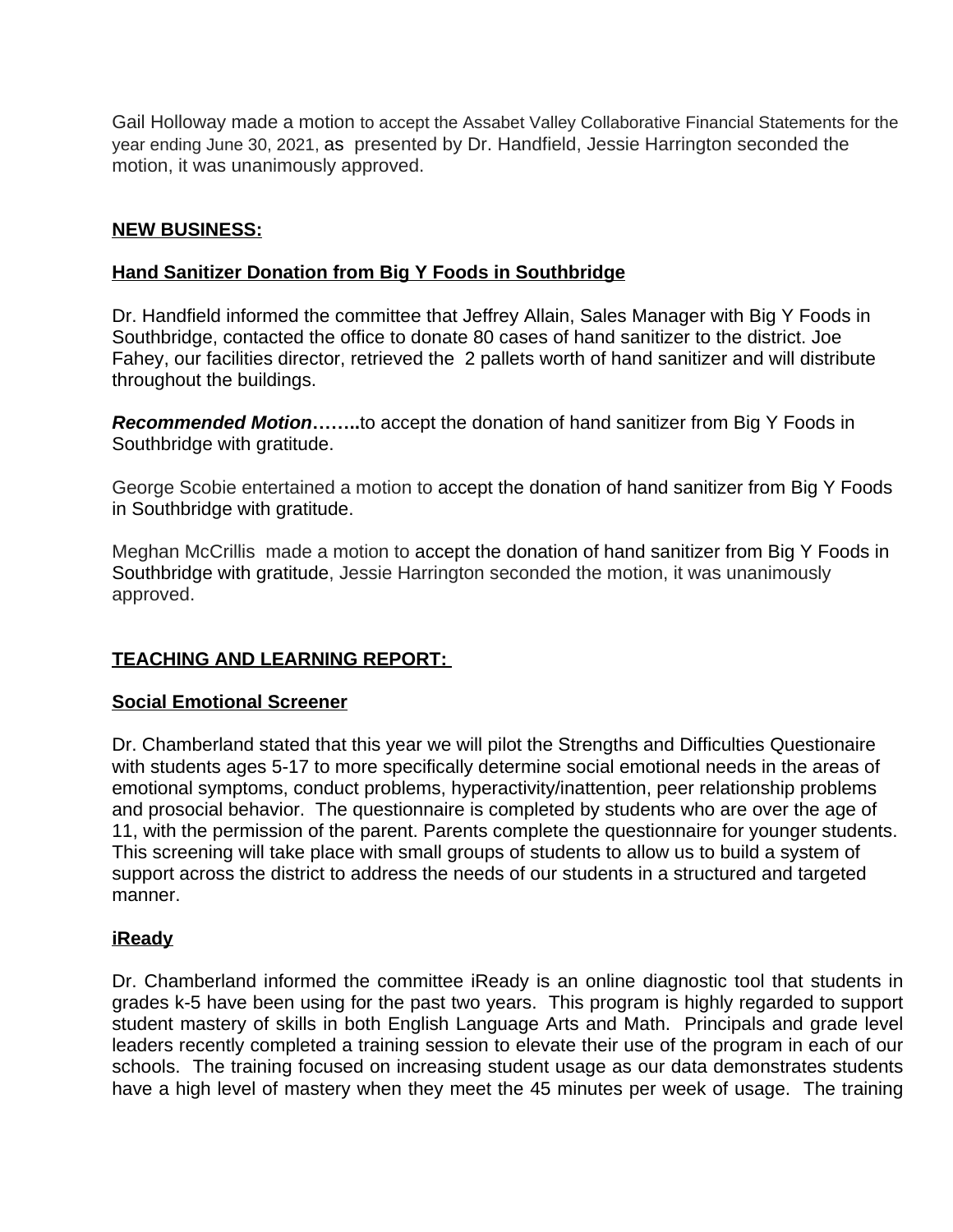Gail Holloway made a motion to accept the Assabet Valley Collaborative Financial Statements for the year ending June 30, 2021, as presented by Dr. Handfield, Jessie Harrington seconded the motion, it was unanimously approved.

**NEW BUSINESS:**

**Hand Sanitizer Donation from Big Y Foods in Southbridge**

Dr. Handfield informed the committee that Jeffrey Allain, Sales Manager with Big Y Foods in Southbridge, contacted the office to donate 80 cases of hand sanitizer to the district. Joe Fahey, our facilities director, retrieved the 2 pallets worth of hand sanitizer and will distribute throughout the buildings.

***Recommended Motion*……..**to accept the donation of hand sanitizer from Big Y Foods in Southbridge with gratitude.

George Scobie entertained a motion to accept the donation of hand sanitizer from Big Y Foods in Southbridge with gratitude.

Meghan McCrillis made a motion to accept the donation of hand sanitizer from Big Y Foods in Southbridge with gratitude, Jessie Harrington seconded the motion, it was unanimously approved.

**TEACHING AND LEARNING REPORT:**

**Social Emotional Screener**

Dr. Chamberland stated that this year we will pilot the Strengths and Difficulties Questionaire with students ages 5-17 to more specifically determine social emotional needs in the areas of emotional symptoms, conduct problems, hyperactivity/inattention, peer relationship problems and prosocial behavior. The questionnaire is completed by students who are over the age of 11, with the permission of the parent. Parents complete the questionnaire for younger students. This screening will take place with small groups of students to allow us to build a system of support across the district to address the needs of our students in a structured and targeted manner.

**iReady**

Dr. Chamberland informed the committee iReady is an online diagnostic tool that students in grades k-5 have been using for the past two years. This program is highly regarded to support student mastery of skills in both English Language Arts and Math. Principals and grade level leaders recently completed a training session to elevate their use of the program in each of our schools. The training focused on increasing student usage as our data demonstrates students have a high level of mastery when they meet the 45 minutes per week of usage. The training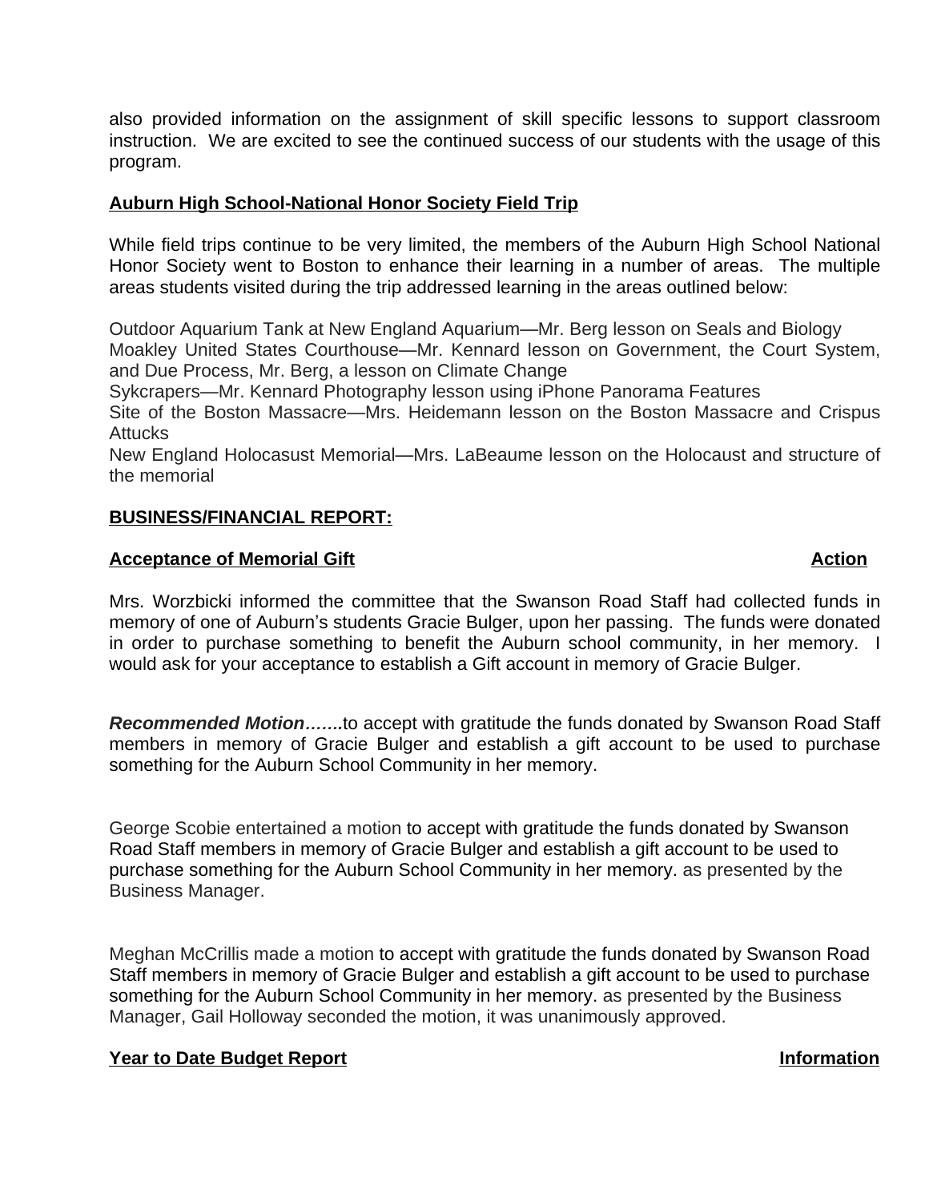also provided information on the assignment of skill specific lessons to support classroom instruction. We are excited to see the continued success of our students with the usage of this program.

**Auburn High School-National Honor Society Field Trip**

While field trips continue to be very limited, the members of the Auburn High School National Honor Society went to Boston to enhance their learning in a number of areas. The multiple areas students visited during the trip addressed learning in the areas outlined below:

Outdoor Aquarium Tank at New England Aquarium—Mr. Berg lesson on Seals and Biology
Moakley United States Courthouse—Mr. Kennard lesson on Government, the Court System, and Due Process, Mr. Berg, a lesson on Climate Change
Sykcrapers—Mr. Kennard Photography lesson using iPhone Panorama Features
Site of the Boston Massacre—Mrs. Heidemann lesson on the Boston Massacre and Crispus Attucks
New England Holocasust Memorial—Mrs. LaBeaume lesson on the Holocaust and structure of the memorial

**BUSINESS/FINANCIAL REPORT:**

**Acceptance of Memorial Gift** **Action**

Mrs. Worzbicki informed the committee that the Swanson Road Staff had collected funds in memory of one of Auburn's students Gracie Bulger, upon her passing. The funds were donated in order to purchase something to benefit the Auburn school community, in her memory. I would ask for your acceptance to establish a Gift account in memory of Gracie Bulger.

***Recommended Motion…….***to accept with gratitude the funds donated by Swanson Road Staff members in memory of Gracie Bulger and establish a gift account to be used to purchase something for the Auburn School Community in her memory.

George Scobie entertained a motion to accept with gratitude the funds donated by Swanson Road Staff members in memory of Gracie Bulger and establish a gift account to be used to purchase something for the Auburn School Community in her memory. as presented by the Business Manager.

Meghan McCrillis made a motion to accept with gratitude the funds donated by Swanson Road Staff members in memory of Gracie Bulger and establish a gift account to be used to purchase something for the Auburn School Community in her memory. as presented by the Business Manager, Gail Holloway seconded the motion, it was unanimously approved.

**Year to Date Budget Report** **Information**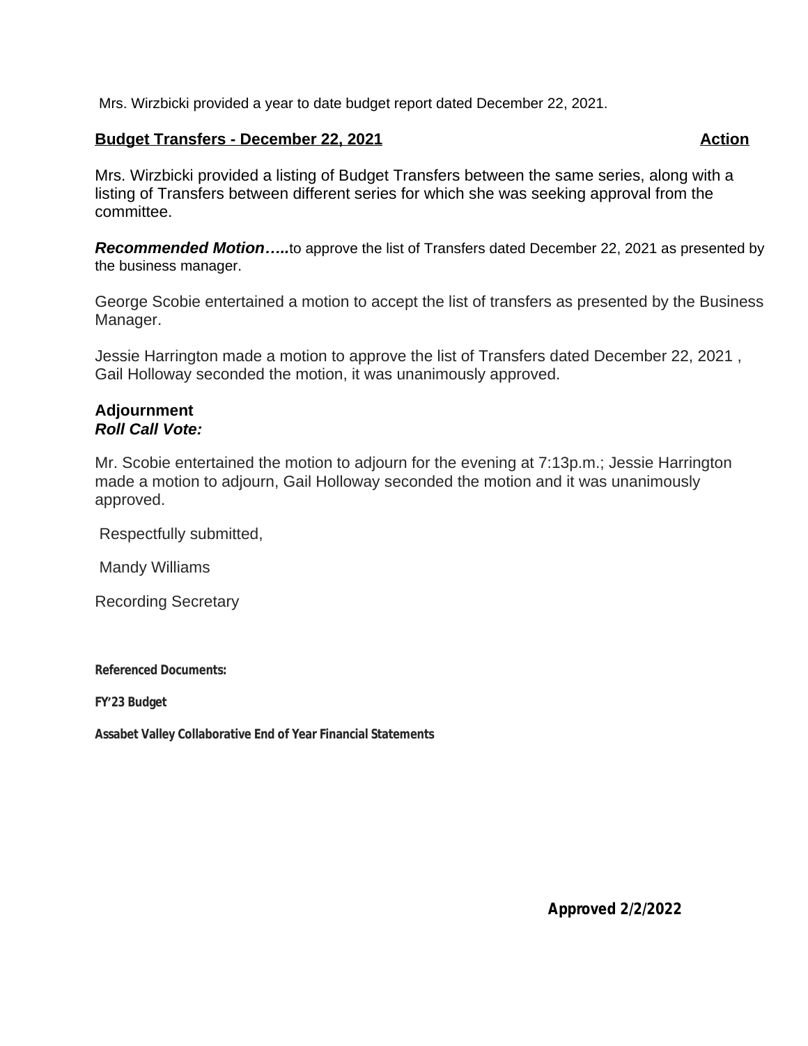Mrs. Wirzbicki provided a year to date budget report dated December 22, 2021.

**Budget Transfers - December 22, 2021** **Action**

Mrs. Wirzbicki provided a listing of Budget Transfers between the same series, along with a listing of Transfers between different series for which she was seeking approval from the committee.

***Recommended Motion…..***to approve the list of Transfers dated December 22, 2021 as presented by the business manager.

George Scobie entertained a motion to accept the list of transfers as presented by the Business Manager.

Jessie Harrington made a motion to approve the list of Transfers dated December 22, 2021 , Gail Holloway seconded the motion, it was unanimously approved.

**Adjournment**
***Roll Call Vote:***

Mr. Scobie entertained the motion to adjourn for the evening at 7:13p.m.; Jessie Harrington made a motion to adjourn, Gail Holloway seconded the motion and it was unanimously approved.

Respectfully submitted,

Mandy Williams

Recording Secretary

**Referenced Documents:**

**FY'23 Budget**

**Assabet Valley Collaborative End of Year Financial Statements**

**Approved 2/2/2022**